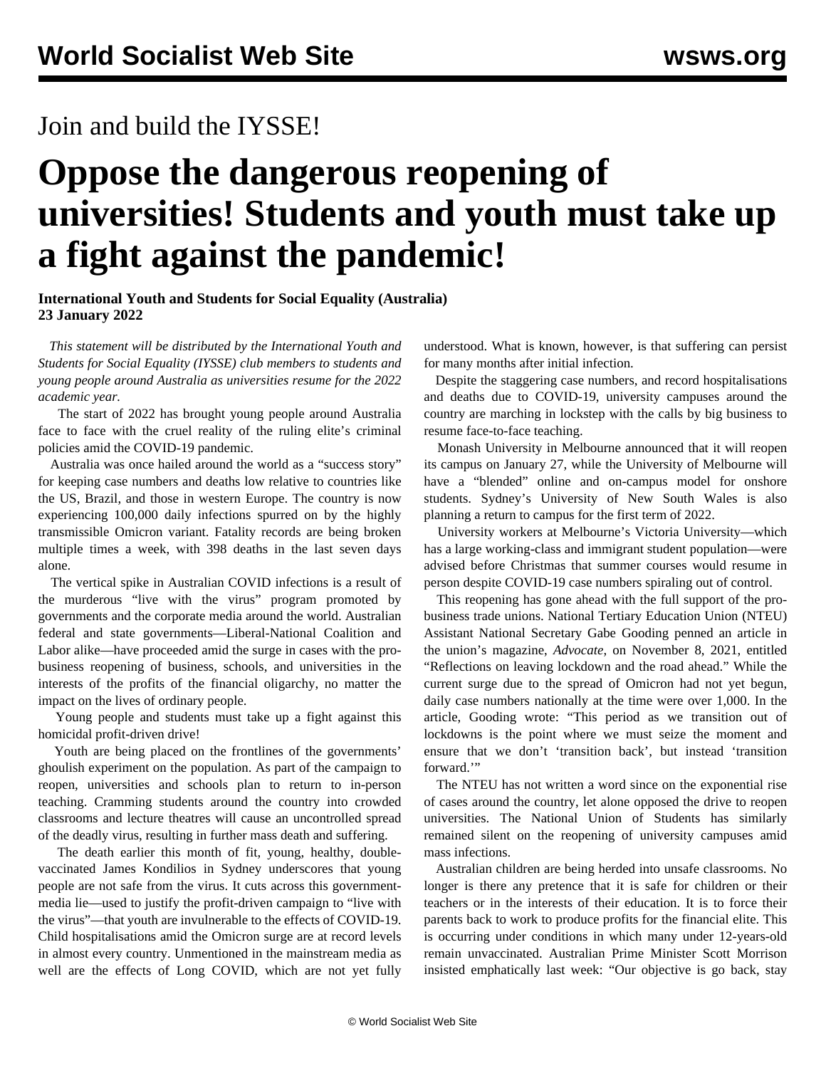Join and build the IYSSE!

# Oppose the dangerous reopening of universities! Students and youth must take up a fight against the pandemic!

**International Youth and Students for Social Equality (Australia)**
**23 January 2022**

*This statement will be distributed by the International Youth and Students for Social Equality (IYSSE) club members to students and young people around Australia as universities resume for the 2022 academic year.*

The start of 2022 has brought young people around Australia face to face with the cruel reality of the ruling elite's criminal policies amid the COVID-19 pandemic.

Australia was once hailed around the world as a "success story" for keeping case numbers and deaths low relative to countries like the US, Brazil, and those in western Europe. The country is now experiencing 100,000 daily infections spurred on by the highly transmissible Omicron variant. Fatality records are being broken multiple times a week, with 398 deaths in the last seven days alone.

The vertical spike in Australian COVID infections is a result of the murderous "live with the virus" program promoted by governments and the corporate media around the world. Australian federal and state governments—Liberal-National Coalition and Labor alike—have proceeded amid the surge in cases with the pro-business reopening of business, schools, and universities in the interests of the profits of the financial oligarchy, no matter the impact on the lives of ordinary people.

Young people and students must take up a fight against this homicidal profit-driven drive!

Youth are being placed on the frontlines of the governments' ghoulish experiment on the population. As part of the campaign to reopen, universities and schools plan to return to in-person teaching. Cramming students around the country into crowded classrooms and lecture theatres will cause an uncontrolled spread of the deadly virus, resulting in further mass death and suffering.

The death earlier this month of fit, young, healthy, double-vaccinated James Kondilios in Sydney underscores that young people are not safe from the virus. It cuts across this government-media lie—used to justify the profit-driven campaign to "live with the virus"—that youth are invulnerable to the effects of COVID-19. Child hospitalisations amid the Omicron surge are at record levels in almost every country. Unmentioned in the mainstream media as well are the effects of Long COVID, which are not yet fully understood. What is known, however, is that suffering can persist for many months after initial infection.

Despite the staggering case numbers, and record hospitalisations and deaths due to COVID-19, university campuses around the country are marching in lockstep with the calls by big business to resume face-to-face teaching.

Monash University in Melbourne announced that it will reopen its campus on January 27, while the University of Melbourne will have a "blended" online and on-campus model for onshore students. Sydney's University of New South Wales is also planning a return to campus for the first term of 2022.

University workers at Melbourne's Victoria University—which has a large working-class and immigrant student population—were advised before Christmas that summer courses would resume in person despite COVID-19 case numbers spiraling out of control.

This reopening has gone ahead with the full support of the pro-business trade unions. National Tertiary Education Union (NTEU) Assistant National Secretary Gabe Gooding penned an article in the union's magazine, *Advocate*, on November 8, 2021, entitled "Reflections on leaving lockdown and the road ahead." While the current surge due to the spread of Omicron had not yet begun, daily case numbers nationally at the time were over 1,000. In the article, Gooding wrote: "This period as we transition out of lockdowns is the point where we must seize the moment and ensure that we don't 'transition back', but instead 'transition forward.'"

The NTEU has not written a word since on the exponential rise of cases around the country, let alone opposed the drive to reopen universities. The National Union of Students has similarly remained silent on the reopening of university campuses amid mass infections.

Australian children are being herded into unsafe classrooms. No longer is there any pretence that it is safe for children or their teachers or in the interests of their education. It is to force their parents back to work to produce profits for the financial elite. This is occurring under conditions in which many under 12-years-old remain unvaccinated. Australian Prime Minister Scott Morrison insisted emphatically last week: "Our objective is go back, stay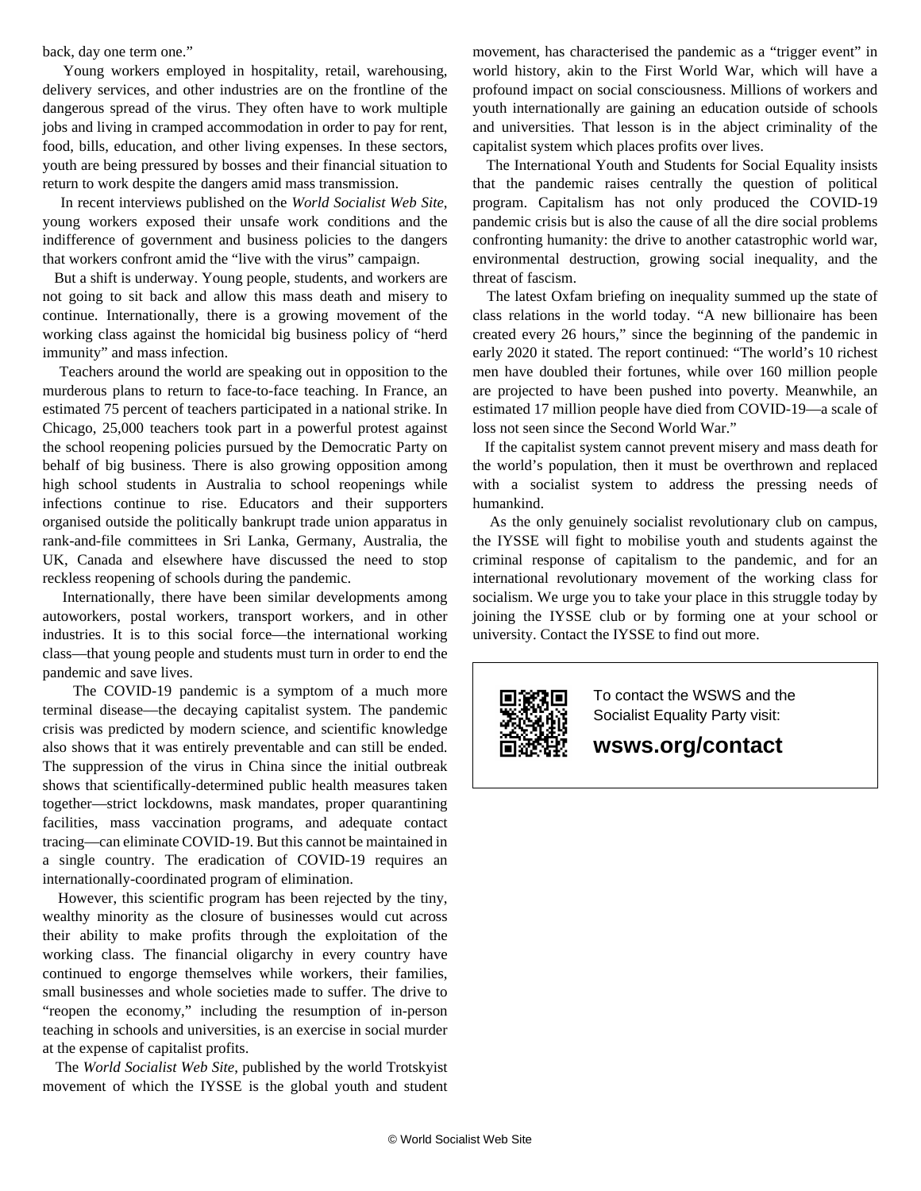back, day one term one."

Young workers employed in hospitality, retail, warehousing, delivery services, and other industries are on the frontline of the dangerous spread of the virus. They often have to work multiple jobs and living in cramped accommodation in order to pay for rent, food, bills, education, and other living expenses. In these sectors, youth are being pressured by bosses and their financial situation to return to work despite the dangers amid mass transmission.

In recent interviews published on the *World Socialist Web Site*, young workers exposed their unsafe work conditions and the indifference of government and business policies to the dangers that workers confront amid the "live with the virus" campaign.

But a shift is underway. Young people, students, and workers are not going to sit back and allow this mass death and misery to continue. Internationally, there is a growing movement of the working class against the homicidal big business policy of "herd immunity" and mass infection.

Teachers around the world are speaking out in opposition to the murderous plans to return to face-to-face teaching. In France, an estimated 75 percent of teachers participated in a national strike. In Chicago, 25,000 teachers took part in a powerful protest against the school reopening policies pursued by the Democratic Party on behalf of big business. There is also growing opposition among high school students in Australia to school reopenings while infections continue to rise. Educators and their supporters organised outside the politically bankrupt trade union apparatus in rank-and-file committees in Sri Lanka, Germany, Australia, the UK, Canada and elsewhere have discussed the need to stop reckless reopening of schools during the pandemic.

Internationally, there have been similar developments among autoworkers, postal workers, transport workers, and in other industries. It is to this social force—the international working class—that young people and students must turn in order to end the pandemic and save lives.

The COVID-19 pandemic is a symptom of a much more terminal disease—the decaying capitalist system. The pandemic crisis was predicted by modern science, and scientific knowledge also shows that it was entirely preventable and can still be ended. The suppression of the virus in China since the initial outbreak shows that scientifically-determined public health measures taken together—strict lockdowns, mask mandates, proper quarantining facilities, mass vaccination programs, and adequate contact tracing—can eliminate COVID-19. But this cannot be maintained in a single country. The eradication of COVID-19 requires an internationally-coordinated program of elimination.

However, this scientific program has been rejected by the tiny, wealthy minority as the closure of businesses would cut across their ability to make profits through the exploitation of the working class. The financial oligarchy in every country have continued to engorge themselves while workers, their families, small businesses and whole societies made to suffer. The drive to "reopen the economy," including the resumption of in-person teaching in schools and universities, is an exercise in social murder at the expense of capitalist profits.

The *World Socialist Web Site*, published by the world Trotskyist movement of which the IYSSE is the global youth and student movement, has characterised the pandemic as a "trigger event" in world history, akin to the First World War, which will have a profound impact on social consciousness. Millions of workers and youth internationally are gaining an education outside of schools and universities. That lesson is in the abject criminality of the capitalist system which places profits over lives.

The International Youth and Students for Social Equality insists that the pandemic raises centrally the question of political program. Capitalism has not only produced the COVID-19 pandemic crisis but is also the cause of all the dire social problems confronting humanity: the drive to another catastrophic world war, environmental destruction, growing social inequality, and the threat of fascism.

The latest Oxfam briefing on inequality summed up the state of class relations in the world today. "A new billionaire has been created every 26 hours," since the beginning of the pandemic in early 2020 it stated. The report continued: "The world's 10 richest men have doubled their fortunes, while over 160 million people are projected to have been pushed into poverty. Meanwhile, an estimated 17 million people have died from COVID-19—a scale of loss not seen since the Second World War."

If the capitalist system cannot prevent misery and mass death for the world's population, then it must be overthrown and replaced with a socialist system to address the pressing needs of humankind.

As the only genuinely socialist revolutionary club on campus, the IYSSE will fight to mobilise youth and students against the criminal response of capitalism to the pandemic, and for an international revolutionary movement of the working class for socialism. We urge you to take your place in this struggle today by joining the IYSSE club or by forming one at your school or university. Contact the IYSSE to find out more.

To contact the WSWS and the Socialist Equality Party visit:

**wsws.org/contact**